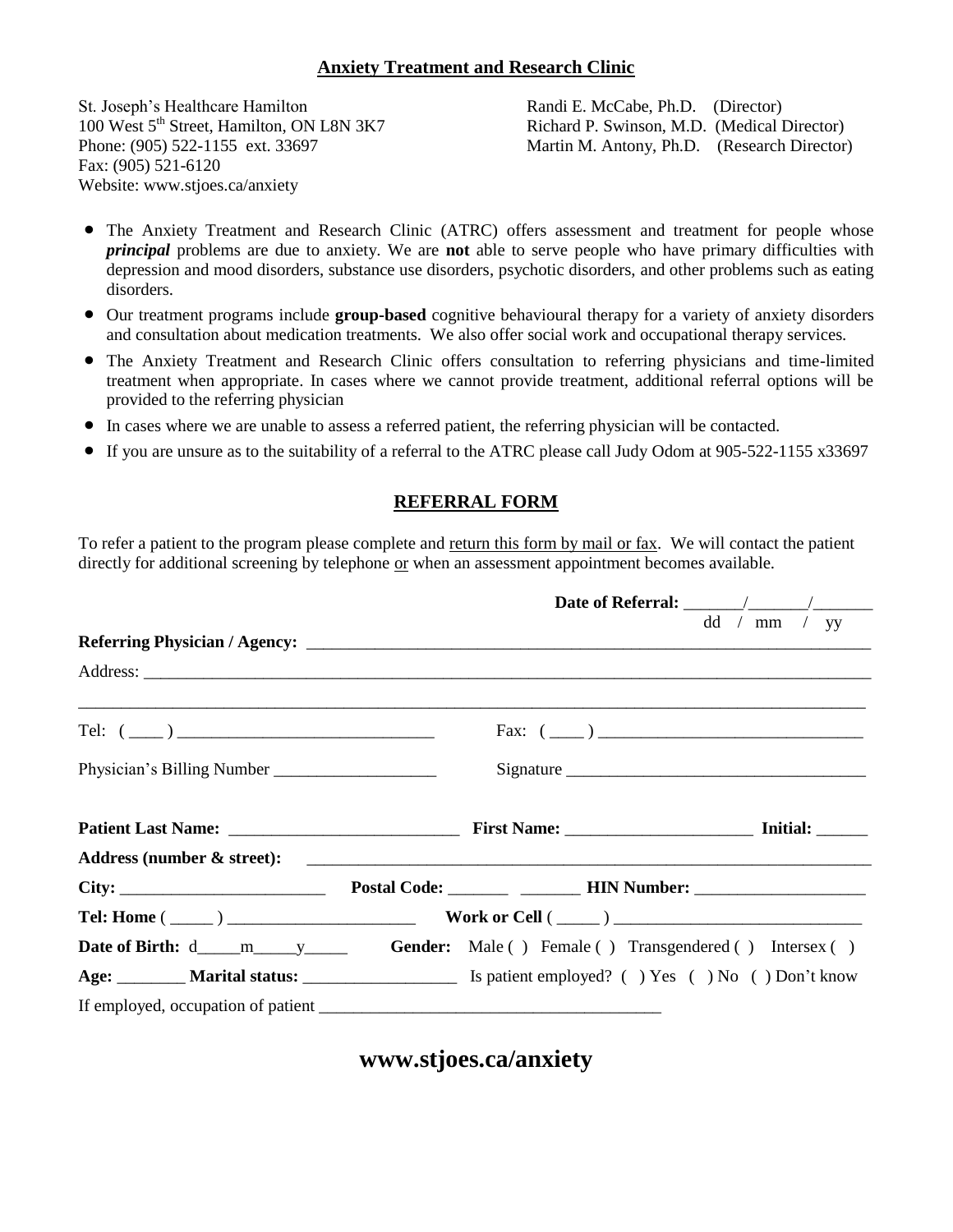## Anxiety Treatment and Research Clinic

St. Joseph's Healthcare Hamilton
100 West 5th Street, Hamilton, ON L8N 3K7
Phone: (905) 522-1155 ext. 33697
Fax: (905) 521-6120
Website: www.stjoes.ca/anxiety

Randi E. McCabe, Ph.D. (Director)
Richard P. Swinson, M.D. (Medical Director)
Martin M. Antony, Ph.D. (Research Director)

- The Anxiety Treatment and Research Clinic (ATRC) offers assessment and treatment for people whose ***principal*** problems are due to anxiety. We are **not** able to serve people who have primary difficulties with depression and mood disorders, substance use disorders, psychotic disorders, and other problems such as eating disorders.
- Our treatment programs include **group-based** cognitive behavioural therapy for a variety of anxiety disorders and consultation about medication treatments. We also offer social work and occupational therapy services.
- The Anxiety Treatment and Research Clinic offers consultation to referring physicians and time-limited treatment when appropriate. In cases where we cannot provide treatment, additional referral options will be provided to the referring physician
- In cases where we are unable to assess a referred patient, the referring physician will be contacted.
- If you are unsure as to the suitability of a referral to the ATRC please call Judy Odom at 905-522-1155 x33697

## REFERRAL FORM

To refer a patient to the program please complete and return this form by mail or fax. We will contact the patient directly for additional screening by telephone or when an assessment appointment becomes available.

**Date of Referral:** _______/_______/_______
dd / mm / yy

**Referring Physician / Agency:** ___________________________________________

Address: ___________________________________________

___________________________________________

Tel: ( ____ ) ______________________________ Fax: ( ____ ) ______________________________

Physician's Billing Number ___________________ Signature ___________________________________

**Patient Last Name:** ___________________________ **First Name:** _____________________ **Initial:** ______

**Address (number & street):** ___________________________________________

**City:** ________________________ **Postal Code:** _______ _______ **HIN Number:** ___________________

**Tel: Home** ( _____ ) ______________________ **Work or Cell** ( _____ ) ____________________________

**Date of Birth:** d_____m_____y_____ **Gender:** Male ( ) Female ( ) Transgendered ( ) Intersex ( )

**Age:** ________ **Marital status:** __________________ Is patient employed? ( ) Yes ( ) No ( ) Don't know

If employed, occupation of patient _______________________________________

# www.stjoes.ca/anxiety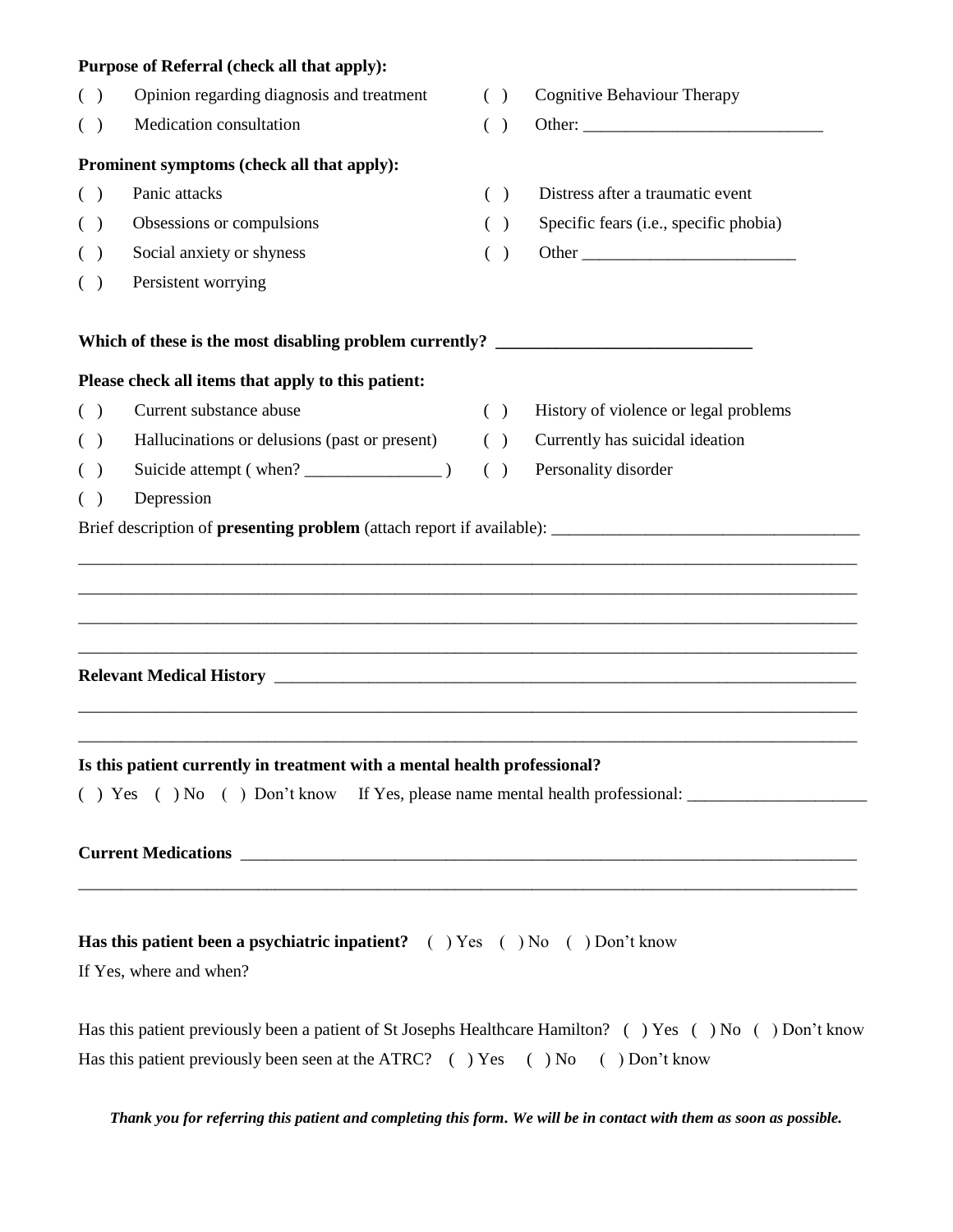**Purpose of Referral (check all that apply):**

( ) Opinion regarding diagnosis and treatment

( ) Medication consultation

( ) Cognitive Behaviour Therapy

( ) Other: ___________________________

**Prominent symptoms (check all that apply):**

( ) Panic attacks

( ) Obsessions or compulsions

( ) Social anxiety or shyness

( ) Persistent worrying

( ) Distress after a traumatic event

( ) Specific fears (i.e., specific phobia)

( ) Other ________________________

**Which of these is the most disabling problem currently? ____________________________**

**Please check all items that apply to this patient:**

( ) Current substance abuse

( ) Hallucinations or delusions (past or present)

( ) Suicide attempt ( when? _______________ )

( ) Depression

( ) History of violence or legal problems

( ) Currently has suicidal ideation

( ) Personality disorder

Brief description of **presenting problem** (attach report if available): __________________________________

_____________________________________________________________________________________

_____________________________________________________________________________________

_____________________________________________________________________________________

_____________________________________________________________________________________

**Relevant Medical History** ______________________________________________________________________

_____________________________________________________________________________________

_____________________________________________________________________________________

**Is this patient currently in treatment with a mental health professional?**

( ) Yes ( ) No ( ) Don't know If Yes, please name mental health professional: ____________________

**Current Medications** _________________________________________________________________________

_____________________________________________________________________________________

**Has this patient been a psychiatric inpatient?** ( ) Yes ( ) No ( ) Don't know

If Yes, where and when?

Has this patient previously been a patient of St Josephs Healthcare Hamilton? ( ) Yes ( ) No ( ) Don't know

Has this patient previously been seen at the ATRC? ( ) Yes ( ) No ( ) Don't know

***Thank you for referring this patient and completing this form. We will be in contact with them as soon as possible.***